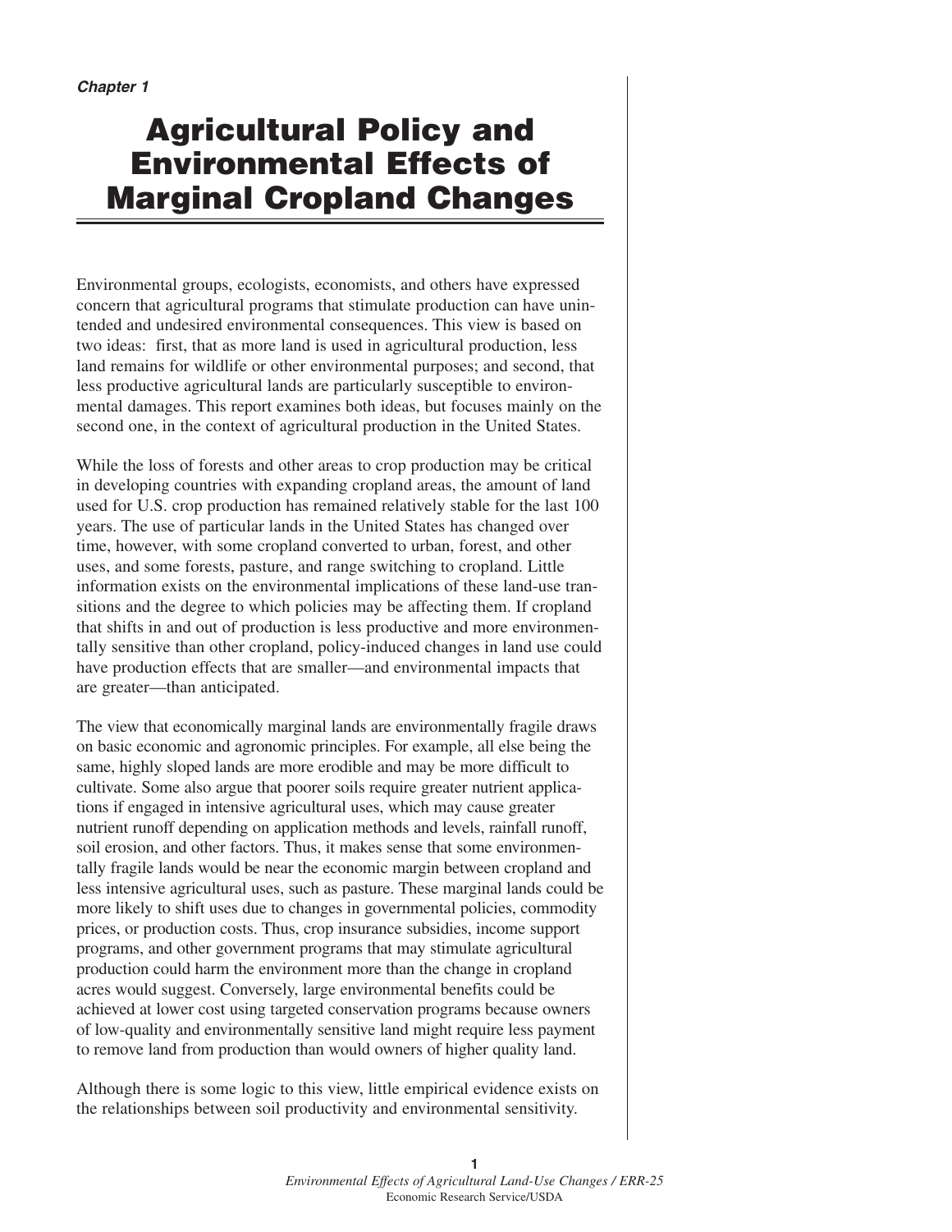*Chapter 1*

# Agricultural Policy and Environmental Effects of Marginal Cropland Changes

Environmental groups, ecologists, economists, and others have expressed concern that agricultural programs that stimulate production can have unintended and undesired environmental consequences. This view is based on two ideas: first, that as more land is used in agricultural production, less land remains for wildlife or other environmental purposes; and second, that less productive agricultural lands are particularly susceptible to environmental damages. This report examines both ideas, but focuses mainly on the second one, in the context of agricultural production in the United States.

While the loss of forests and other areas to crop production may be critical in developing countries with expanding cropland areas, the amount of land used for U.S. crop production has remained relatively stable for the last 100 years. The use of particular lands in the United States has changed over time, however, with some cropland converted to urban, forest, and other uses, and some forests, pasture, and range switching to cropland. Little information exists on the environmental implications of these land-use transitions and the degree to which policies may be affecting them. If cropland that shifts in and out of production is less productive and more environmentally sensitive than other cropland, policy-induced changes in land use could have production effects that are smaller—and environmental impacts that are greater—than anticipated.

The view that economically marginal lands are environmentally fragile draws on basic economic and agronomic principles. For example, all else being the same, highly sloped lands are more erodible and may be more difficult to cultivate. Some also argue that poorer soils require greater nutrient applications if engaged in intensive agricultural uses, which may cause greater nutrient runoff depending on application methods and levels, rainfall runoff, soil erosion, and other factors. Thus, it makes sense that some environmentally fragile lands would be near the economic margin between cropland and less intensive agricultural uses, such as pasture. These marginal lands could be more likely to shift uses due to changes in governmental policies, commodity prices, or production costs. Thus, crop insurance subsidies, income support programs, and other government programs that may stimulate agricultural production could harm the environment more than the change in cropland acres would suggest. Conversely, large environmental benefits could be achieved at lower cost using targeted conservation programs because owners of low-quality and environmentally sensitive land might require less payment to remove land from production than would owners of higher quality land.

Although there is some logic to this view, little empirical evidence exists on the relationships between soil productivity and environmental sensitivity.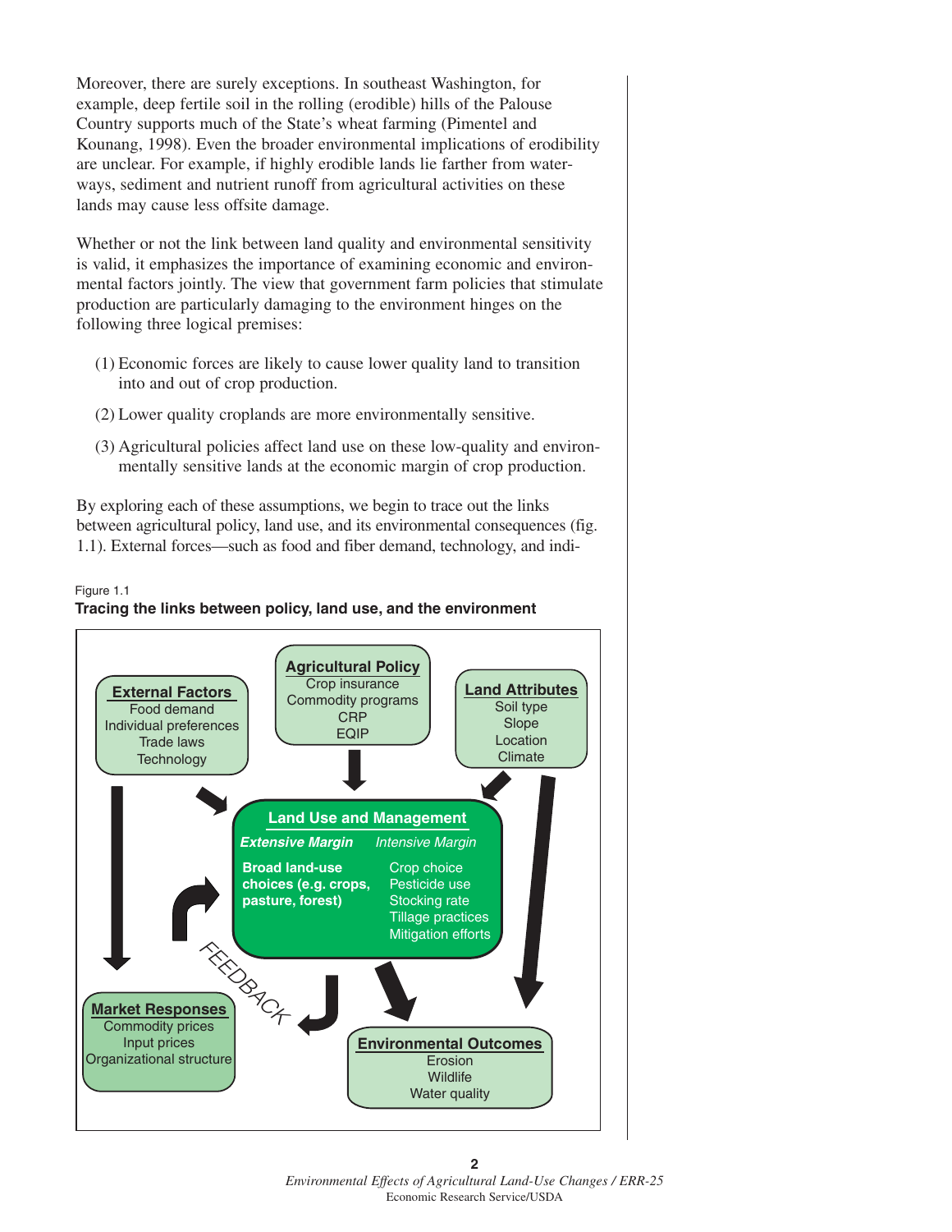Moreover, there are surely exceptions. In southeast Washington, for example, deep fertile soil in the rolling (erodible) hills of the Palouse Country supports much of the State's wheat farming (Pimentel and Kounang, 1998). Even the broader environmental implications of erodibility are unclear. For example, if highly erodible lands lie farther from waterways, sediment and nutrient runoff from agricultural activities on these lands may cause less offsite damage.

Whether or not the link between land quality and environmental sensitivity is valid, it emphasizes the importance of examining economic and environmental factors jointly. The view that government farm policies that stimulate production are particularly damaging to the environment hinges on the following three logical premises:

(1) Economic forces are likely to cause lower quality land to transition into and out of crop production.

(2) Lower quality croplands are more environmentally sensitive.

(3) Agricultural policies affect land use on these low-quality and environmentally sensitive lands at the economic margin of crop production.

By exploring each of these assumptions, we begin to trace out the links between agricultural policy, land use, and its environmental consequences (fig. 1.1). External forces—such as food and fiber demand, technology, and indi-

Figure 1.1
**Tracing the links between policy, land use, and the environment**

**External Factors**
Food demand
Individual preferences
Trade laws
Technology

**Agricultural Policy**
Crop insurance
Commodity programs
CRP
EQIP

**Land Attributes**
Soil type
Slope
Location
Climate

**Land Use and Management**

*Extensive Margin*: **Broad land-use choices (e.g. crops, pasture, forest)**

*Intensive Margin*: Crop choice, Pesticide use, Stocking rate, Tillage practices, Mitigation efforts

FEEDBACK

**Market Responses**
Commodity prices
Input prices
Organizational structure

**Environmental Outcomes**
Erosion
Wildlife
Water quality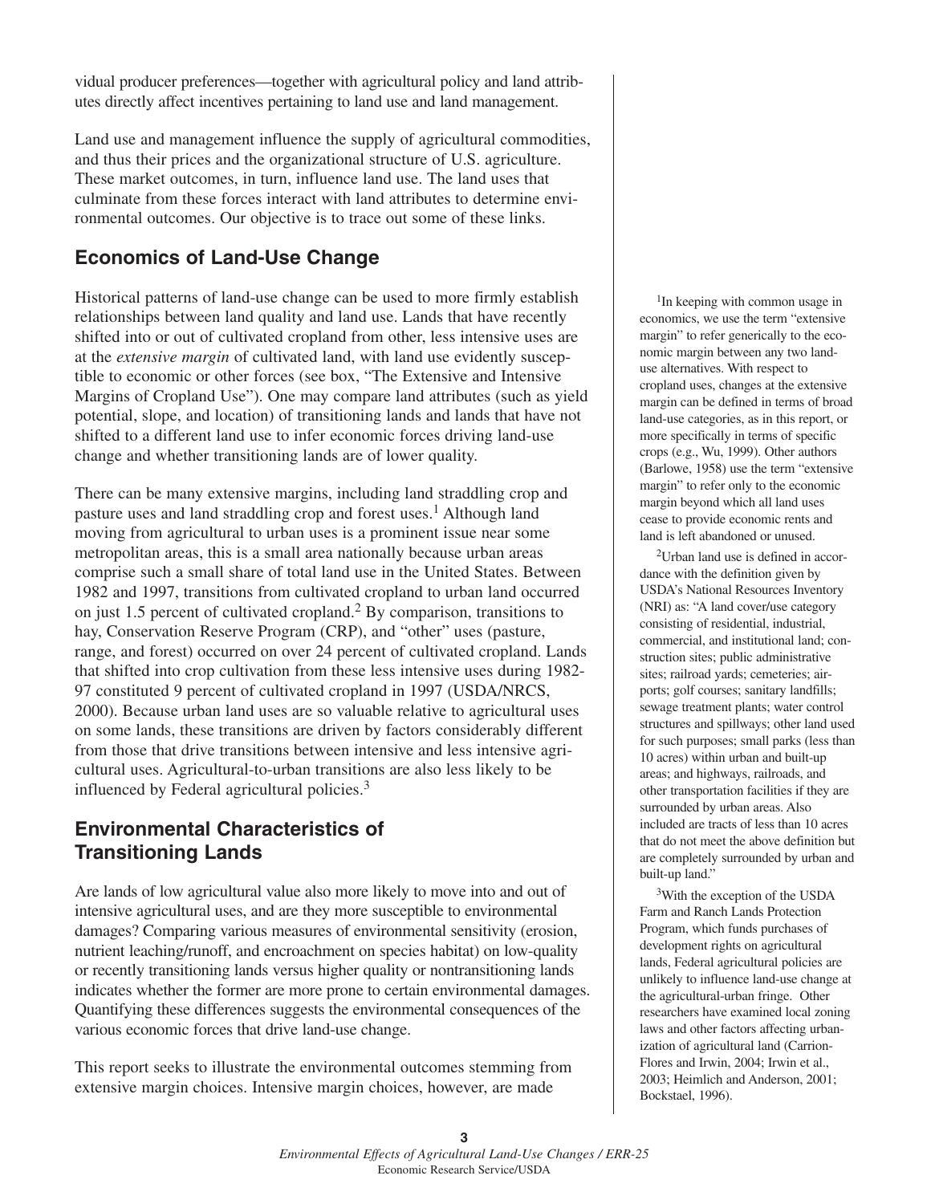vidual producer preferences—together with agricultural policy and land attributes directly affect incentives pertaining to land use and land management.

Land use and management influence the supply of agricultural commodities, and thus their prices and the organizational structure of U.S. agriculture. These market outcomes, in turn, influence land use. The land uses that culminate from these forces interact with land attributes to determine environmental outcomes. Our objective is to trace out some of these links.

## Economics of Land-Use Change

Historical patterns of land-use change can be used to more firmly establish relationships between land quality and land use. Lands that have recently shifted into or out of cultivated cropland from other, less intensive uses are at the *extensive margin* of cultivated land, with land use evidently susceptible to economic or other forces (see box, "The Extensive and Intensive Margins of Cropland Use"). One may compare land attributes (such as yield potential, slope, and location) of transitioning lands and lands that have not shifted to a different land use to infer economic forces driving land-use change and whether transitioning lands are of lower quality.

There can be many extensive margins, including land straddling crop and pasture uses and land straddling crop and forest uses.[1] Although land moving from agricultural to urban uses is a prominent issue near some metropolitan areas, this is a small area nationally because urban areas comprise such a small share of total land use in the United States. Between 1982 and 1997, transitions from cultivated cropland to urban land occurred on just 1.5 percent of cultivated cropland.[2] By comparison, transitions to hay, Conservation Reserve Program (CRP), and "other" uses (pasture, range, and forest) occurred on over 24 percent of cultivated cropland. Lands that shifted into crop cultivation from these less intensive uses during 1982-97 constituted 9 percent of cultivated cropland in 1997 (USDA/NRCS, 2000). Because urban land uses are so valuable relative to agricultural uses on some lands, these transitions are driven by factors considerably different from those that drive transitions between intensive and less intensive agricultural uses. Agricultural-to-urban transitions are also less likely to be influenced by Federal agricultural policies.[3]

## Environmental Characteristics of Transitioning Lands

Are lands of low agricultural value also more likely to move into and out of intensive agricultural uses, and are they more susceptible to environmental damages? Comparing various measures of environmental sensitivity (erosion, nutrient leaching/runoff, and encroachment on species habitat) on low-quality or recently transitioning lands versus higher quality or nontransitioning lands indicates whether the former are more prone to certain environmental damages. Quantifying these differences suggests the environmental consequences of the various economic forces that drive land-use change.

This report seeks to illustrate the environmental outcomes stemming from extensive margin choices. Intensive margin choices, however, are made

[1] In keeping with common usage in economics, we use the term "extensive margin" to refer generically to the economic margin between any two land-use alternatives. With respect to cropland uses, changes at the extensive margin can be defined in terms of broad land-use categories, as in this report, or more specifically in terms of specific crops (e.g., Wu, 1999). Other authors (Barlowe, 1958) use the term "extensive margin" to refer only to the economic margin beyond which all land uses cease to provide economic rents and land is left abandoned or unused.

[2] Urban land use is defined in accordance with the definition given by USDA's National Resources Inventory (NRI) as: "A land cover/use category consisting of residential, industrial, commercial, and institutional land; construction sites; public administrative sites; railroad yards; cemeteries; airports; golf courses; sanitary landfills; sewage treatment plants; water control structures and spillways; other land used for such purposes; small parks (less than 10 acres) within urban and built-up areas; and highways, railroads, and other transportation facilities if they are surrounded by urban areas. Also included are tracts of less than 10 acres that do not meet the above definition but are completely surrounded by urban and built-up land."

[3] With the exception of the USDA Farm and Ranch Lands Protection Program, which funds purchases of development rights on agricultural lands, Federal agricultural policies are unlikely to influence land-use change at the agricultural-urban fringe. Other researchers have examined local zoning laws and other factors affecting urbanization of agricultural land (Carrion-Flores and Irwin, 2004; Irwin et al., 2003; Heimlich and Anderson, 2001; Bockstael, 1996).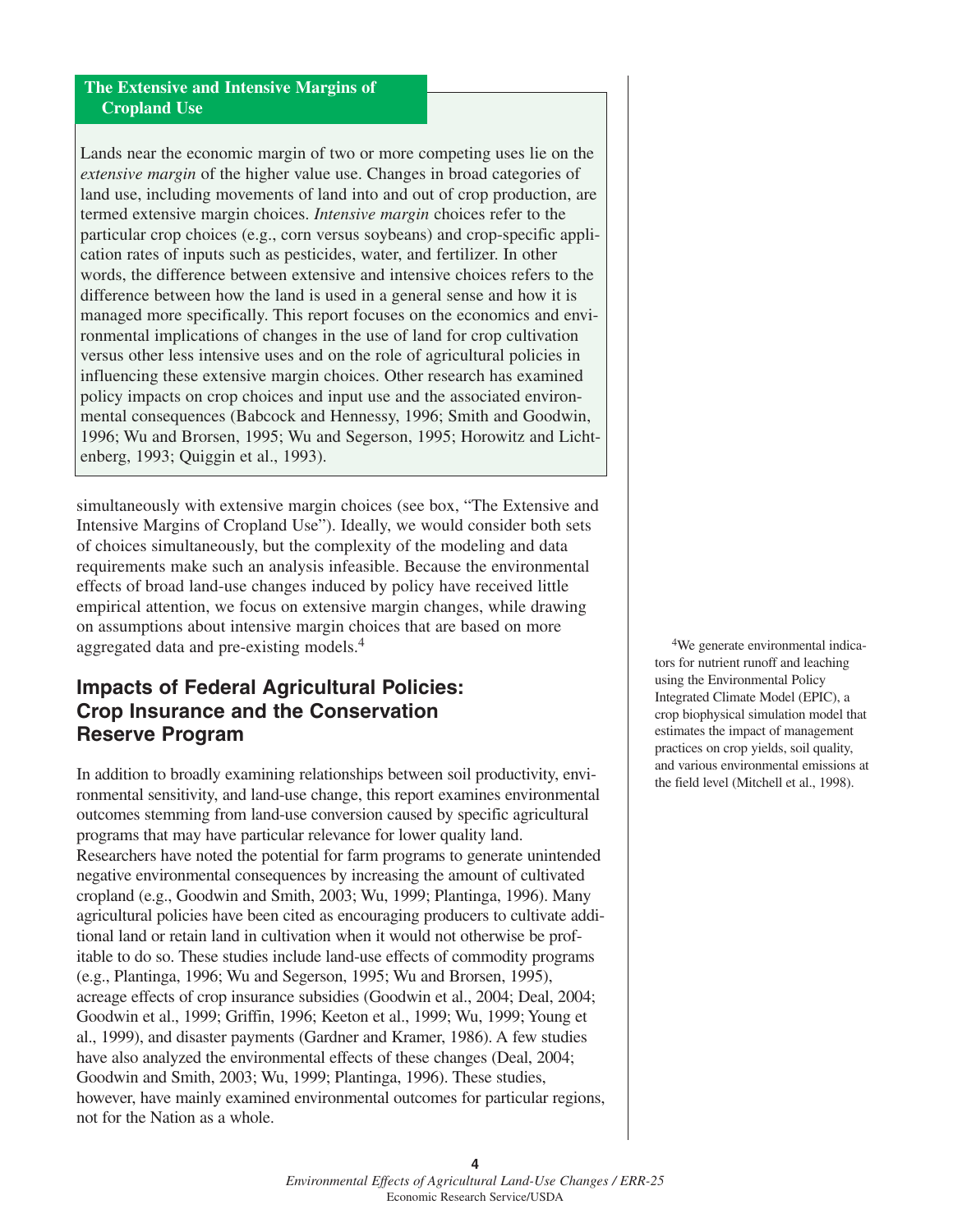**The Extensive and Intensive Margins of Cropland Use**

Lands near the economic margin of two or more competing uses lie on the *extensive margin* of the higher value use. Changes in broad categories of land use, including movements of land into and out of crop production, are termed extensive margin choices. *Intensive margin* choices refer to the particular crop choices (e.g., corn versus soybeans) and crop-specific application rates of inputs such as pesticides, water, and fertilizer. In other words, the difference between extensive and intensive choices refers to the difference between how the land is used in a general sense and how it is managed more specifically. This report focuses on the economics and environmental implications of changes in the use of land for crop cultivation versus other less intensive uses and on the role of agricultural policies in influencing these extensive margin choices. Other research has examined policy impacts on crop choices and input use and the associated environmental consequences (Babcock and Hennessy, 1996; Smith and Goodwin, 1996; Wu and Brorsen, 1995; Wu and Segerson, 1995; Horowitz and Lichtenberg, 1993; Quiggin et al., 1993).

simultaneously with extensive margin choices (see box, "The Extensive and Intensive Margins of Cropland Use"). Ideally, we would consider both sets of choices simultaneously, but the complexity of the modeling and data requirements make such an analysis infeasible. Because the environmental effects of broad land-use changes induced by policy have received little empirical attention, we focus on extensive margin changes, while drawing on assumptions about intensive margin choices that are based on more aggregated data and pre-existing models.[4]

## Impacts of Federal Agricultural Policies: Crop Insurance and the Conservation Reserve Program

In addition to broadly examining relationships between soil productivity, environmental sensitivity, and land-use change, this report examines environmental outcomes stemming from land-use conversion caused by specific agricultural programs that may have particular relevance for lower quality land. Researchers have noted the potential for farm programs to generate unintended negative environmental consequences by increasing the amount of cultivated cropland (e.g., Goodwin and Smith, 2003; Wu, 1999; Plantinga, 1996). Many agricultural policies have been cited as encouraging producers to cultivate additional land or retain land in cultivation when it would not otherwise be profitable to do so. These studies include land-use effects of commodity programs (e.g., Plantinga, 1996; Wu and Segerson, 1995; Wu and Brorsen, 1995), acreage effects of crop insurance subsidies (Goodwin et al., 2004; Deal, 2004; Goodwin et al., 1999; Griffin, 1996; Keeton et al., 1999; Wu, 1999; Young et al., 1999), and disaster payments (Gardner and Kramer, 1986). A few studies have also analyzed the environmental effects of these changes (Deal, 2004; Goodwin and Smith, 2003; Wu, 1999; Plantinga, 1996). These studies, however, have mainly examined environmental outcomes for particular regions, not for the Nation as a whole.

[4]We generate environmental indicators for nutrient runoff and leaching using the Environmental Policy Integrated Climate Model (EPIC), a crop biophysical simulation model that estimates the impact of management practices on crop yields, soil quality, and various environmental emissions at the field level (Mitchell et al., 1998).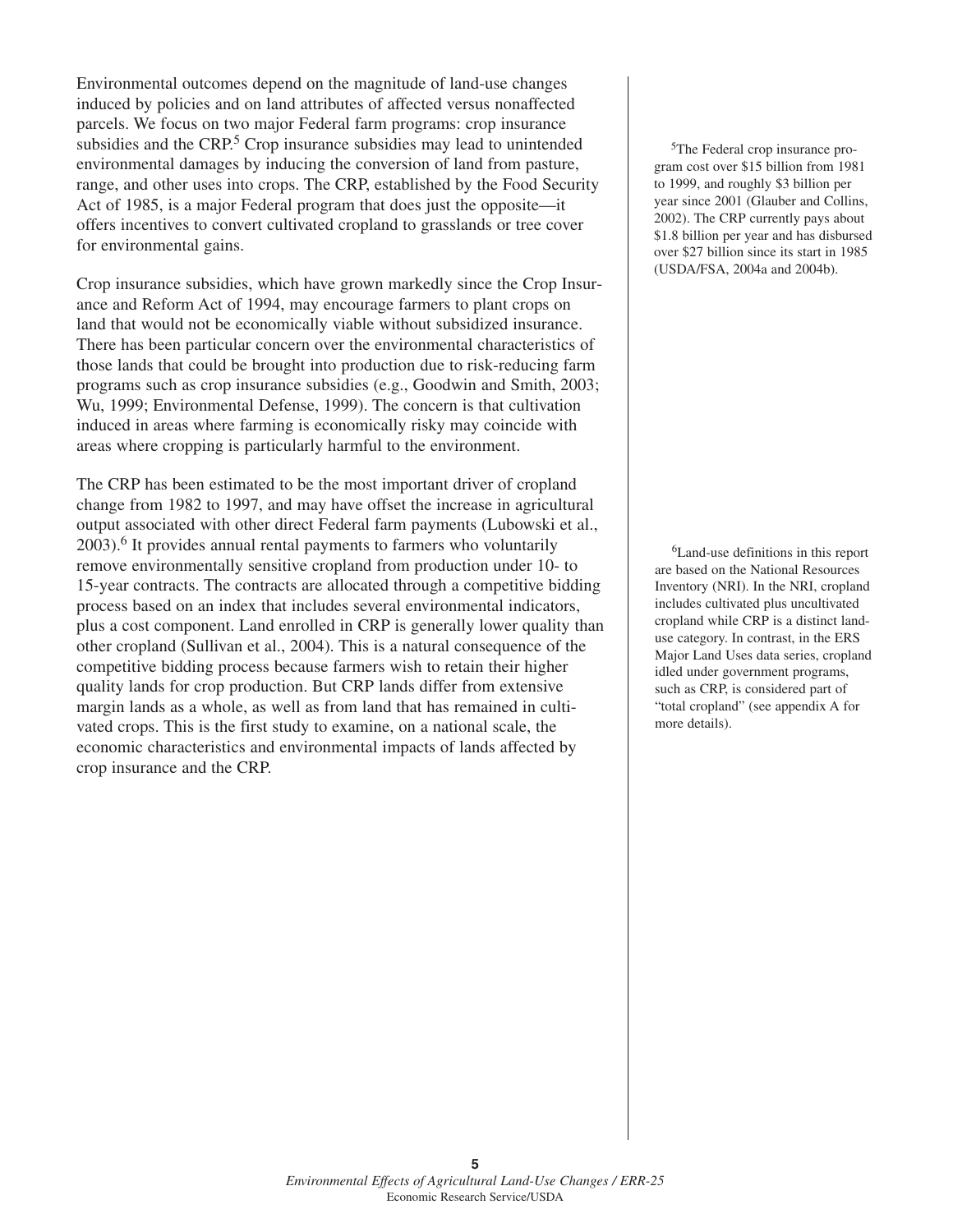Environmental outcomes depend on the magnitude of land-use changes induced by policies and on land attributes of affected versus nonaffected parcels. We focus on two major Federal farm programs: crop insurance subsidies and the CRP.[5] Crop insurance subsidies may lead to unintended environmental damages by inducing the conversion of land from pasture, range, and other uses into crops. The CRP, established by the Food Security Act of 1985, is a major Federal program that does just the opposite—it offers incentives to convert cultivated cropland to grasslands or tree cover for environmental gains.

[5]The Federal crop insurance program cost over $15 billion from 1981 to 1999, and roughly $3 billion per year since 2001 (Glauber and Collins, 2002). The CRP currently pays about $1.8 billion per year and has disbursed over $27 billion since its start in 1985 (USDA/FSA, 2004a and 2004b).

Crop insurance subsidies, which have grown markedly since the Crop Insurance and Reform Act of 1994, may encourage farmers to plant crops on land that would not be economically viable without subsidized insurance. There has been particular concern over the environmental characteristics of those lands that could be brought into production due to risk-reducing farm programs such as crop insurance subsidies (e.g., Goodwin and Smith, 2003; Wu, 1999; Environmental Defense, 1999). The concern is that cultivation induced in areas where farming is economically risky may coincide with areas where cropping is particularly harmful to the environment.

The CRP has been estimated to be the most important driver of cropland change from 1982 to 1997, and may have offset the increase in agricultural output associated with other direct Federal farm payments (Lubowski et al., 2003).[6] It provides annual rental payments to farmers who voluntarily remove environmentally sensitive cropland from production under 10- to 15-year contracts. The contracts are allocated through a competitive bidding process based on an index that includes several environmental indicators, plus a cost component. Land enrolled in CRP is generally lower quality than other cropland (Sullivan et al., 2004). This is a natural consequence of the competitive bidding process because farmers wish to retain their higher quality lands for crop production. But CRP lands differ from extensive margin lands as a whole, as well as from land that has remained in cultivated crops. This is the first study to examine, on a national scale, the economic characteristics and environmental impacts of lands affected by crop insurance and the CRP.

[6]Land-use definitions in this report are based on the National Resources Inventory (NRI). In the NRI, cropland includes cultivated plus uncultivated cropland while CRP is a distinct land-use category. In contrast, in the ERS Major Land Uses data series, cropland idled under government programs, such as CRP, is considered part of "total cropland" (see appendix A for more details).